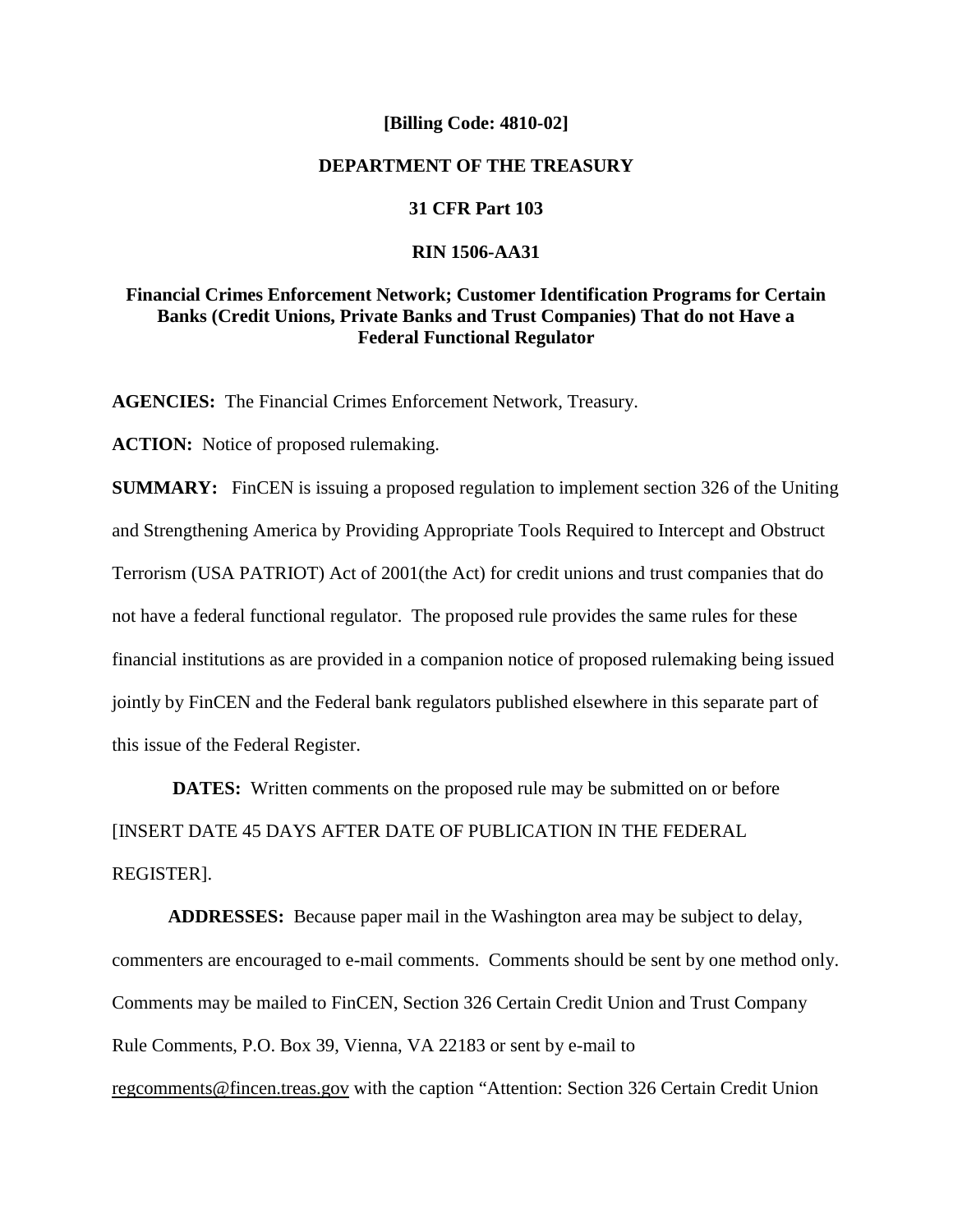**[Billing Code: 4810-02]**

**DEPARTMENT OF THE TREASURY**

**31 CFR Part 103**

**RIN 1506-AA31**

# Financial Crimes Enforcement Network; Customer Identification Programs for Certain Banks (Credit Unions, Private Banks and Trust Companies) That do not Have a Federal Functional Regulator

**AGENCIES:** The Financial Crimes Enforcement Network, Treasury.

**ACTION:** Notice of proposed rulemaking.

**SUMMARY:** FinCEN is issuing a proposed regulation to implement section 326 of the Uniting and Strengthening America by Providing Appropriate Tools Required to Intercept and Obstruct Terrorism (USA PATRIOT) Act of 2001(the Act) for credit unions and trust companies that do not have a federal functional regulator. The proposed rule provides the same rules for these financial institutions as are provided in a companion notice of proposed rulemaking being issued jointly by FinCEN and the Federal bank regulators published elsewhere in this separate part of this issue of the Federal Register.

**DATES:** Written comments on the proposed rule may be submitted on or before [INSERT DATE 45 DAYS AFTER DATE OF PUBLICATION IN THE FEDERAL REGISTER].

**ADDRESSES:** Because paper mail in the Washington area may be subject to delay, commenters are encouraged to e-mail comments. Comments should be sent by one method only. Comments may be mailed to FinCEN, Section 326 Certain Credit Union and Trust Company Rule Comments, P.O. Box 39, Vienna, VA 22183 or sent by e-mail to regcomments@fincen.treas.gov with the caption "Attention: Section 326 Certain Credit Union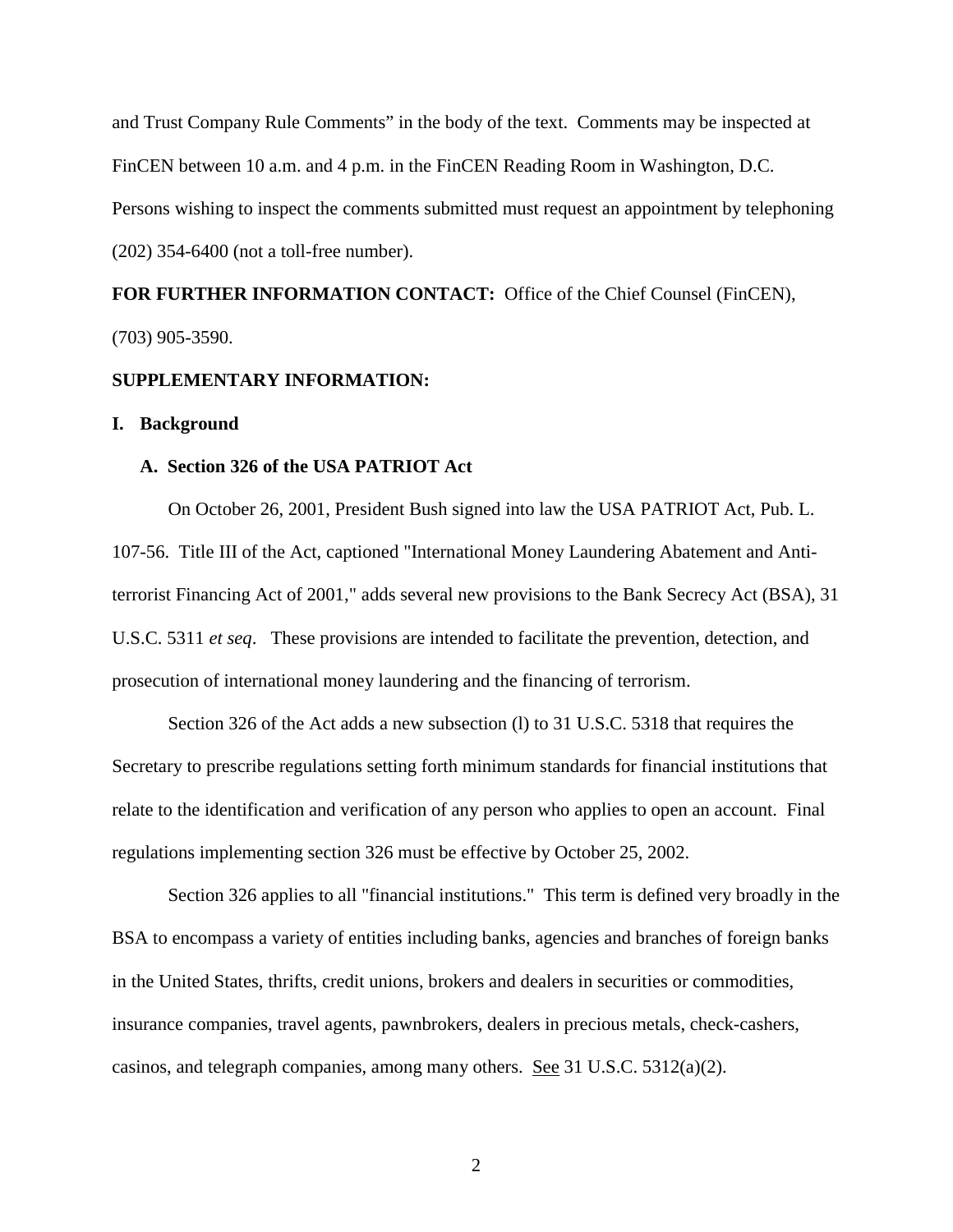and Trust Company Rule Comments" in the body of the text. Comments may be inspected at FinCEN between 10 a.m. and 4 p.m. in the FinCEN Reading Room in Washington, D.C. Persons wishing to inspect the comments submitted must request an appointment by telephoning (202) 354-6400 (not a toll-free number).

**FOR FURTHER INFORMATION CONTACT:** Office of the Chief Counsel (FinCEN), (703) 905-3590.

**SUPPLEMENTARY INFORMATION:**

## I. Background

### A. Section 326 of the USA PATRIOT Act

On October 26, 2001, President Bush signed into law the USA PATRIOT Act, Pub. L. 107-56. Title III of the Act, captioned "International Money Laundering Abatement and Anti-terrorist Financing Act of 2001," adds several new provisions to the Bank Secrecy Act (BSA), 31 U.S.C. 5311 *et seq*. These provisions are intended to facilitate the prevention, detection, and prosecution of international money laundering and the financing of terrorism.

Section 326 of the Act adds a new subsection (l) to 31 U.S.C. 5318 that requires the Secretary to prescribe regulations setting forth minimum standards for financial institutions that relate to the identification and verification of any person who applies to open an account. Final regulations implementing section 326 must be effective by October 25, 2002.

Section 326 applies to all "financial institutions." This term is defined very broadly in the BSA to encompass a variety of entities including banks, agencies and branches of foreign banks in the United States, thrifts, credit unions, brokers and dealers in securities or commodities, insurance companies, travel agents, pawnbrokers, dealers in precious metals, check-cashers, casinos, and telegraph companies, among many others. See 31 U.S.C. 5312(a)(2).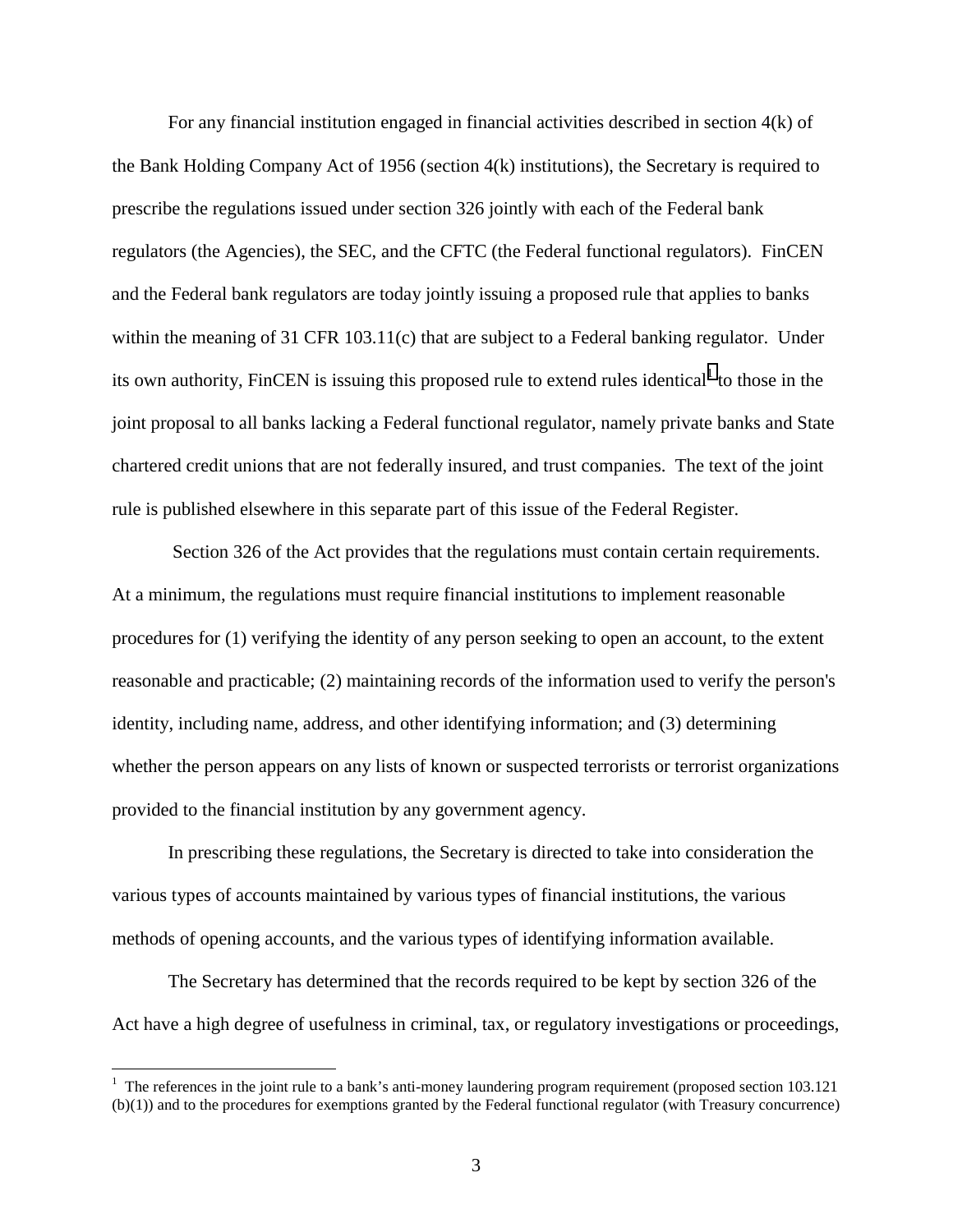For any financial institution engaged in financial activities described in section 4(k) of the Bank Holding Company Act of 1956 (section 4(k) institutions), the Secretary is required to prescribe the regulations issued under section 326 jointly with each of the Federal bank regulators (the Agencies), the SEC, and the CFTC (the Federal functional regulators). FinCEN and the Federal bank regulators are today jointly issuing a proposed rule that applies to banks within the meaning of 31 CFR 103.11(c) that are subject to a Federal banking regulator. Under its own authority, FinCEN is issuing this proposed rule to extend rules identical[1] to those in the joint proposal to all banks lacking a Federal functional regulator, namely private banks and State chartered credit unions that are not federally insured, and trust companies. The text of the joint rule is published elsewhere in this separate part of this issue of the Federal Register.

Section 326 of the Act provides that the regulations must contain certain requirements. At a minimum, the regulations must require financial institutions to implement reasonable procedures for (1) verifying the identity of any person seeking to open an account, to the extent reasonable and practicable; (2) maintaining records of the information used to verify the person's identity, including name, address, and other identifying information; and (3) determining whether the person appears on any lists of known or suspected terrorists or terrorist organizations provided to the financial institution by any government agency.

In prescribing these regulations, the Secretary is directed to take into consideration the various types of accounts maintained by various types of financial institutions, the various methods of opening accounts, and the various types of identifying information available.

The Secretary has determined that the records required to be kept by section 326 of the Act have a high degree of usefulness in criminal, tax, or regulatory investigations or proceedings,

[1] The references in the joint rule to a bank's anti-money laundering program requirement (proposed section 103.121 (b)(1)) and to the procedures for exemptions granted by the Federal functional regulator (with Treasury concurrence)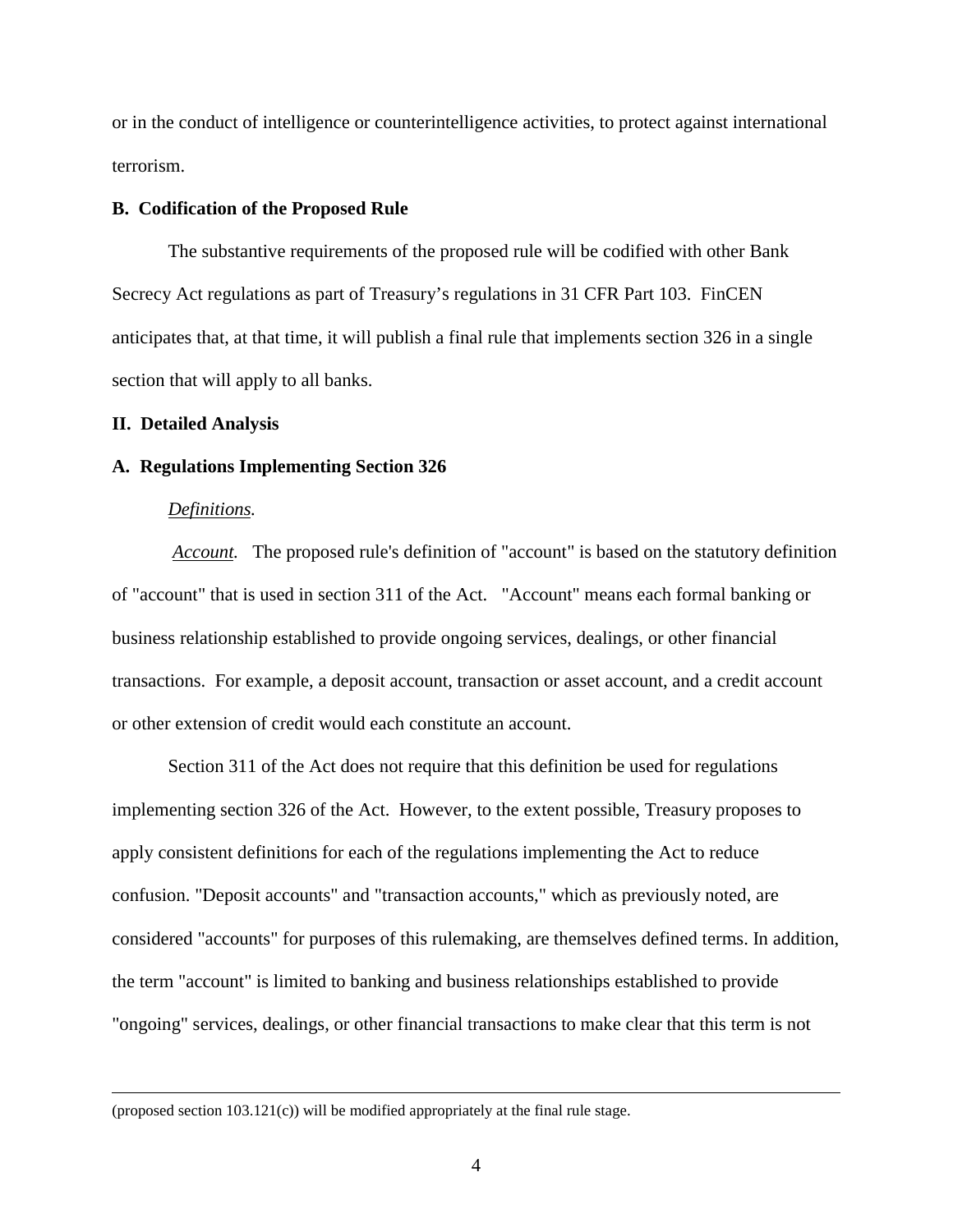or in the conduct of intelligence or counterintelligence activities, to protect against international terrorism.

### B. Codification of the Proposed Rule

The substantive requirements of the proposed rule will be codified with other Bank Secrecy Act regulations as part of Treasury's regulations in 31 CFR Part 103. FinCEN anticipates that, at that time, it will publish a final rule that implements section 326 in a single section that will apply to all banks.

## II. Detailed Analysis

### A. Regulations Implementing Section 326

*Definitions.*

*Account.* The proposed rule's definition of "account" is based on the statutory definition of "account" that is used in section 311 of the Act. "Account" means each formal banking or business relationship established to provide ongoing services, dealings, or other financial transactions. For example, a deposit account, transaction or asset account, and a credit account or other extension of credit would each constitute an account.

Section 311 of the Act does not require that this definition be used for regulations implementing section 326 of the Act. However, to the extent possible, Treasury proposes to apply consistent definitions for each of the regulations implementing the Act to reduce confusion. "Deposit accounts" and "transaction accounts," which as previously noted, are considered "accounts" for purposes of this rulemaking, are themselves defined terms. In addition, the term "account" is limited to banking and business relationships established to provide "ongoing" services, dealings, or other financial transactions to make clear that this term is not

---

(proposed section 103.121(c)) will be modified appropriately at the final rule stage.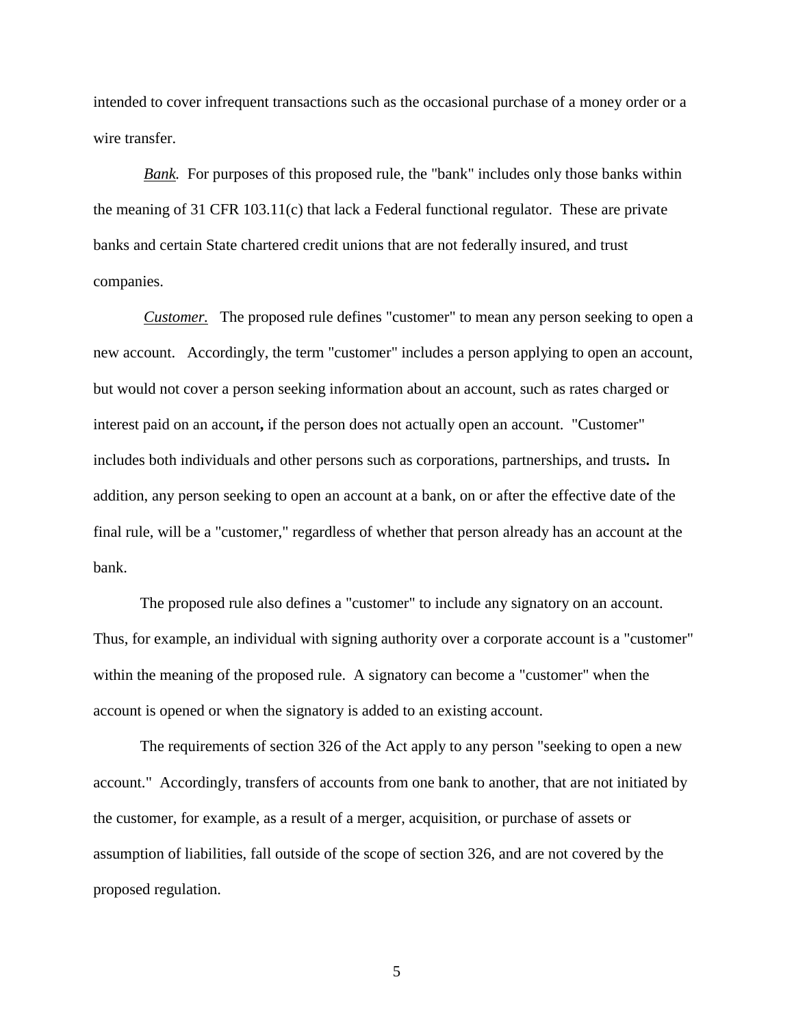intended to cover infrequent transactions such as the occasional purchase of a money order or a wire transfer.

*Bank.* For purposes of this proposed rule, the "bank" includes only those banks within the meaning of 31 CFR 103.11(c) that lack a Federal functional regulator. These are private banks and certain State chartered credit unions that are not federally insured, and trust companies.

*Customer.* The proposed rule defines "customer" to mean any person seeking to open a new account. Accordingly, the term "customer" includes a person applying to open an account, but would not cover a person seeking information about an account, such as rates charged or interest paid on an account, if the person does not actually open an account. "Customer" includes both individuals and other persons such as corporations, partnerships, and trusts. In addition, any person seeking to open an account at a bank, on or after the effective date of the final rule, will be a "customer," regardless of whether that person already has an account at the bank.

The proposed rule also defines a "customer" to include any signatory on an account. Thus, for example, an individual with signing authority over a corporate account is a "customer" within the meaning of the proposed rule. A signatory can become a "customer" when the account is opened or when the signatory is added to an existing account.

The requirements of section 326 of the Act apply to any person "seeking to open a new account." Accordingly, transfers of accounts from one bank to another, that are not initiated by the customer, for example, as a result of a merger, acquisition, or purchase of assets or assumption of liabilities, fall outside of the scope of section 326, and are not covered by the proposed regulation.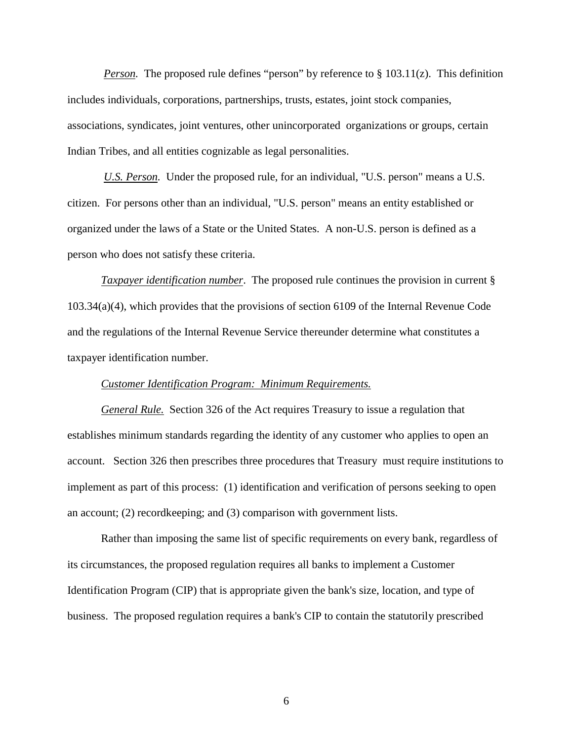*Person.* The proposed rule defines "person" by reference to § 103.11(z). This definition includes individuals, corporations, partnerships, trusts, estates, joint stock companies, associations, syndicates, joint ventures, other unincorporated organizations or groups, certain Indian Tribes, and all entities cognizable as legal personalities.

*U.S. Person.* Under the proposed rule, for an individual, "U.S. person" means a U.S. citizen. For persons other than an individual, "U.S. person" means an entity established or organized under the laws of a State or the United States. A non-U.S. person is defined as a person who does not satisfy these criteria.

*Taxpayer identification number*. The proposed rule continues the provision in current § 103.34(a)(4), which provides that the provisions of section 6109 of the Internal Revenue Code and the regulations of the Internal Revenue Service thereunder determine what constitutes a taxpayer identification number.

*Customer Identification Program: Minimum Requirements.*

*General Rule.* Section 326 of the Act requires Treasury to issue a regulation that establishes minimum standards regarding the identity of any customer who applies to open an account. Section 326 then prescribes three procedures that Treasury must require institutions to implement as part of this process: (1) identification and verification of persons seeking to open an account; (2) recordkeeping; and (3) comparison with government lists.

Rather than imposing the same list of specific requirements on every bank, regardless of its circumstances, the proposed regulation requires all banks to implement a Customer Identification Program (CIP) that is appropriate given the bank's size, location, and type of business. The proposed regulation requires a bank's CIP to contain the statutorily prescribed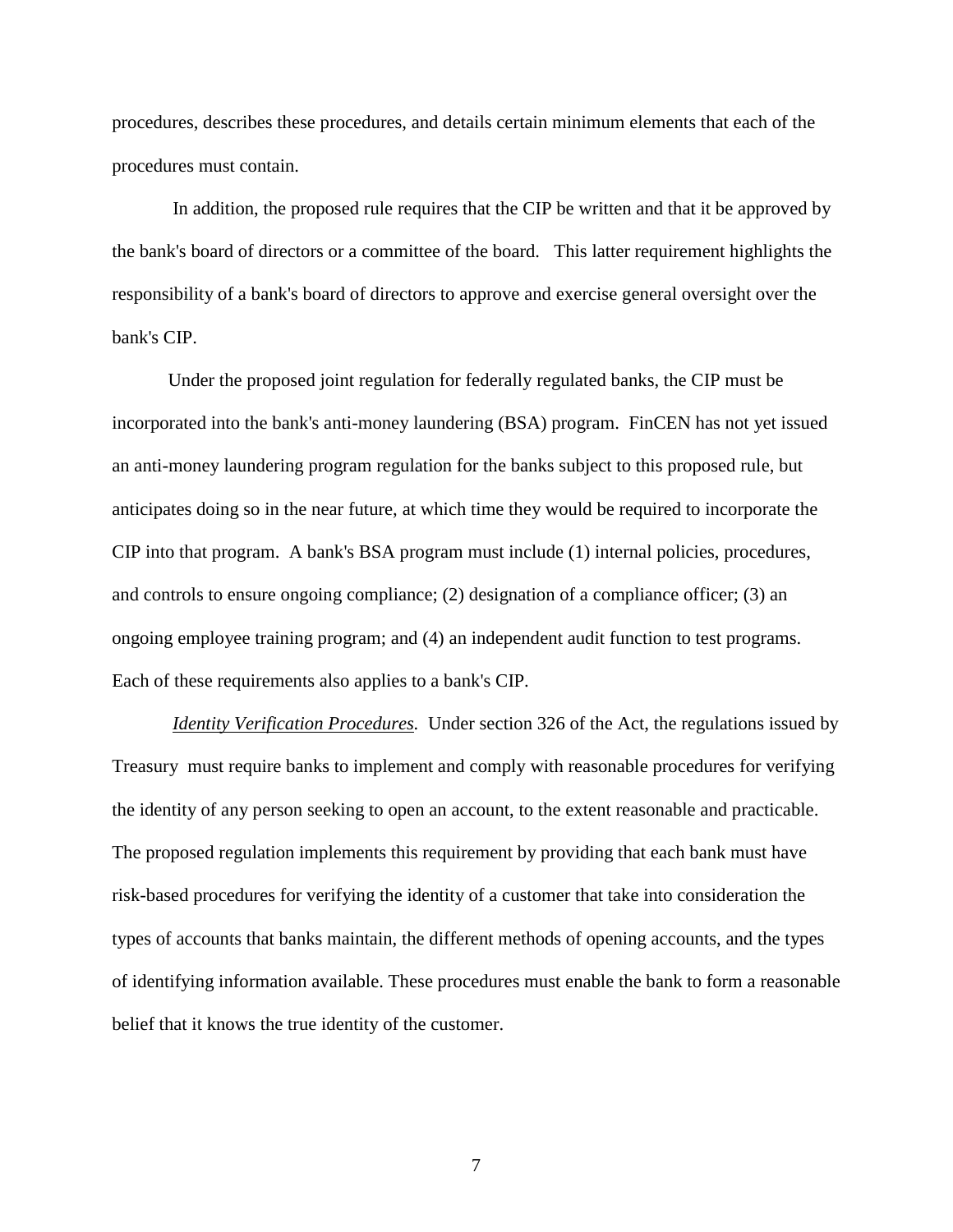procedures, describes these procedures, and details certain minimum elements that each of the procedures must contain.

In addition, the proposed rule requires that the CIP be written and that it be approved by the bank's board of directors or a committee of the board. This latter requirement highlights the responsibility of a bank's board of directors to approve and exercise general oversight over the bank's CIP.

Under the proposed joint regulation for federally regulated banks, the CIP must be incorporated into the bank's anti-money laundering (BSA) program. FinCEN has not yet issued an anti-money laundering program regulation for the banks subject to this proposed rule, but anticipates doing so in the near future, at which time they would be required to incorporate the CIP into that program. A bank's BSA program must include (1) internal policies, procedures, and controls to ensure ongoing compliance; (2) designation of a compliance officer; (3) an ongoing employee training program; and (4) an independent audit function to test programs. Each of these requirements also applies to a bank's CIP.

*Identity Verification Procedures.* Under section 326 of the Act, the regulations issued by Treasury must require banks to implement and comply with reasonable procedures for verifying the identity of any person seeking to open an account, to the extent reasonable and practicable. The proposed regulation implements this requirement by providing that each bank must have risk-based procedures for verifying the identity of a customer that take into consideration the types of accounts that banks maintain, the different methods of opening accounts, and the types of identifying information available. These procedures must enable the bank to form a reasonable belief that it knows the true identity of the customer.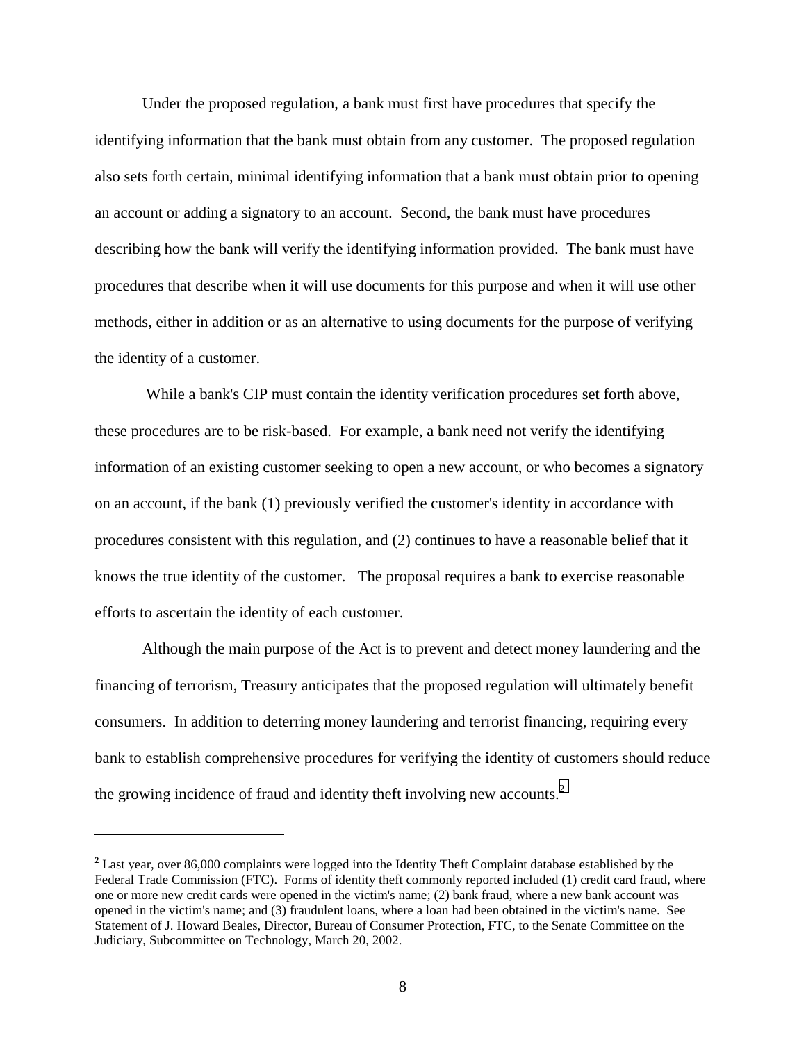Under the proposed regulation, a bank must first have procedures that specify the identifying information that the bank must obtain from any customer. The proposed regulation also sets forth certain, minimal identifying information that a bank must obtain prior to opening an account or adding a signatory to an account. Second, the bank must have procedures describing how the bank will verify the identifying information provided. The bank must have procedures that describe when it will use documents for this purpose and when it will use other methods, either in addition or as an alternative to using documents for the purpose of verifying the identity of a customer.

While a bank's CIP must contain the identity verification procedures set forth above, these procedures are to be risk-based. For example, a bank need not verify the identifying information of an existing customer seeking to open a new account, or who becomes a signatory on an account, if the bank (1) previously verified the customer's identity in accordance with procedures consistent with this regulation, and (2) continues to have a reasonable belief that it knows the true identity of the customer. The proposal requires a bank to exercise reasonable efforts to ascertain the identity of each customer.

Although the main purpose of the Act is to prevent and detect money laundering and the financing of terrorism, Treasury anticipates that the proposed regulation will ultimately benefit consumers. In addition to deterring money laundering and terrorist financing, requiring every bank to establish comprehensive procedures for verifying the identity of customers should reduce the growing incidence of fraud and identity theft involving new accounts.[2]

---

[2] Last year, over 86,000 complaints were logged into the Identity Theft Complaint database established by the Federal Trade Commission (FTC). Forms of identity theft commonly reported included (1) credit card fraud, where one or more new credit cards were opened in the victim's name; (2) bank fraud, where a new bank account was opened in the victim's name; and (3) fraudulent loans, where a loan had been obtained in the victim's name. See Statement of J. Howard Beales, Director, Bureau of Consumer Protection, FTC, to the Senate Committee on the Judiciary, Subcommittee on Technology, March 20, 2002.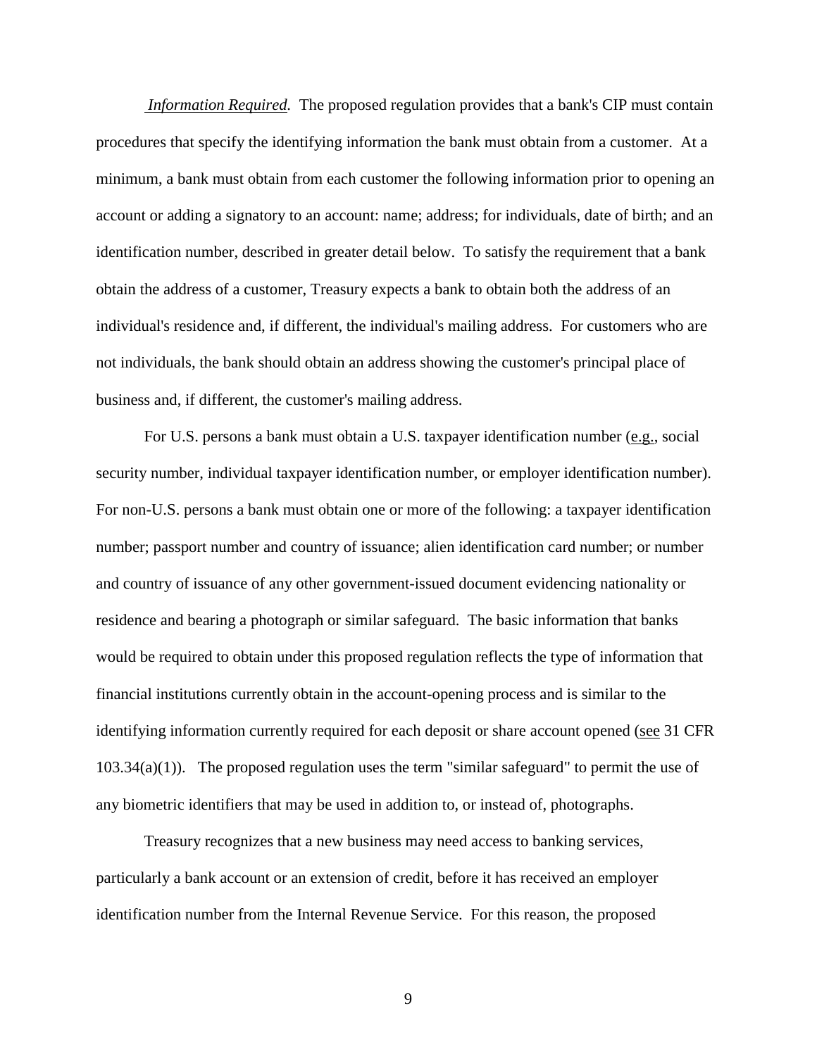*Information Required.* The proposed regulation provides that a bank's CIP must contain procedures that specify the identifying information the bank must obtain from a customer. At a minimum, a bank must obtain from each customer the following information prior to opening an account or adding a signatory to an account: name; address; for individuals, date of birth; and an identification number, described in greater detail below. To satisfy the requirement that a bank obtain the address of a customer, Treasury expects a bank to obtain both the address of an individual's residence and, if different, the individual's mailing address. For customers who are not individuals, the bank should obtain an address showing the customer's principal place of business and, if different, the customer's mailing address.

For U.S. persons a bank must obtain a U.S. taxpayer identification number (e.g., social security number, individual taxpayer identification number, or employer identification number). For non-U.S. persons a bank must obtain one or more of the following: a taxpayer identification number; passport number and country of issuance; alien identification card number; or number and country of issuance of any other government-issued document evidencing nationality or residence and bearing a photograph or similar safeguard. The basic information that banks would be required to obtain under this proposed regulation reflects the type of information that financial institutions currently obtain in the account-opening process and is similar to the identifying information currently required for each deposit or share account opened (see 31 CFR 103.34(a)(1)). The proposed regulation uses the term "similar safeguard" to permit the use of any biometric identifiers that may be used in addition to, or instead of, photographs.

Treasury recognizes that a new business may need access to banking services, particularly a bank account or an extension of credit, before it has received an employer identification number from the Internal Revenue Service. For this reason, the proposed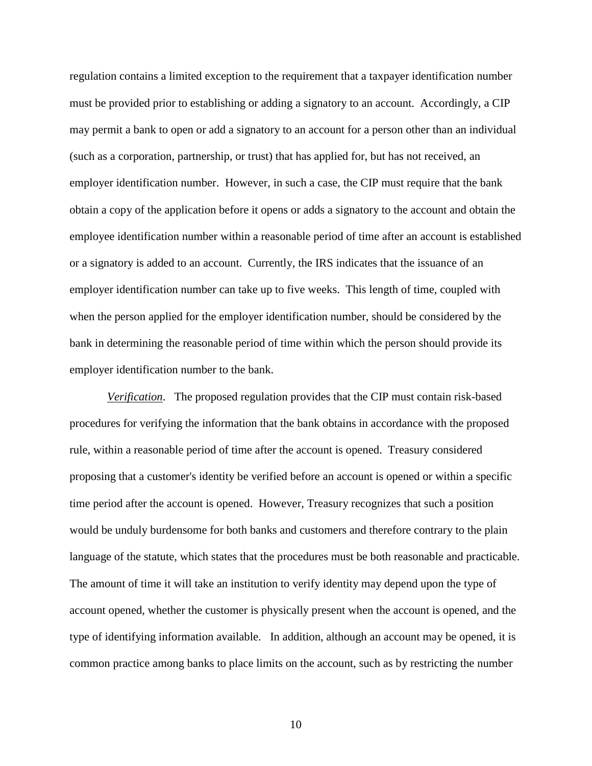regulation contains a limited exception to the requirement that a taxpayer identification number must be provided prior to establishing or adding a signatory to an account. Accordingly, a CIP may permit a bank to open or add a signatory to an account for a person other than an individual (such as a corporation, partnership, or trust) that has applied for, but has not received, an employer identification number. However, in such a case, the CIP must require that the bank obtain a copy of the application before it opens or adds a signatory to the account and obtain the employee identification number within a reasonable period of time after an account is established or a signatory is added to an account. Currently, the IRS indicates that the issuance of an employer identification number can take up to five weeks. This length of time, coupled with when the person applied for the employer identification number, should be considered by the bank in determining the reasonable period of time within which the person should provide its employer identification number to the bank.

*Verification*. The proposed regulation provides that the CIP must contain risk-based procedures for verifying the information that the bank obtains in accordance with the proposed rule, within a reasonable period of time after the account is opened. Treasury considered proposing that a customer's identity be verified before an account is opened or within a specific time period after the account is opened. However, Treasury recognizes that such a position would be unduly burdensome for both banks and customers and therefore contrary to the plain language of the statute, which states that the procedures must be both reasonable and practicable. The amount of time it will take an institution to verify identity may depend upon the type of account opened, whether the customer is physically present when the account is opened, and the type of identifying information available. In addition, although an account may be opened, it is common practice among banks to place limits on the account, such as by restricting the number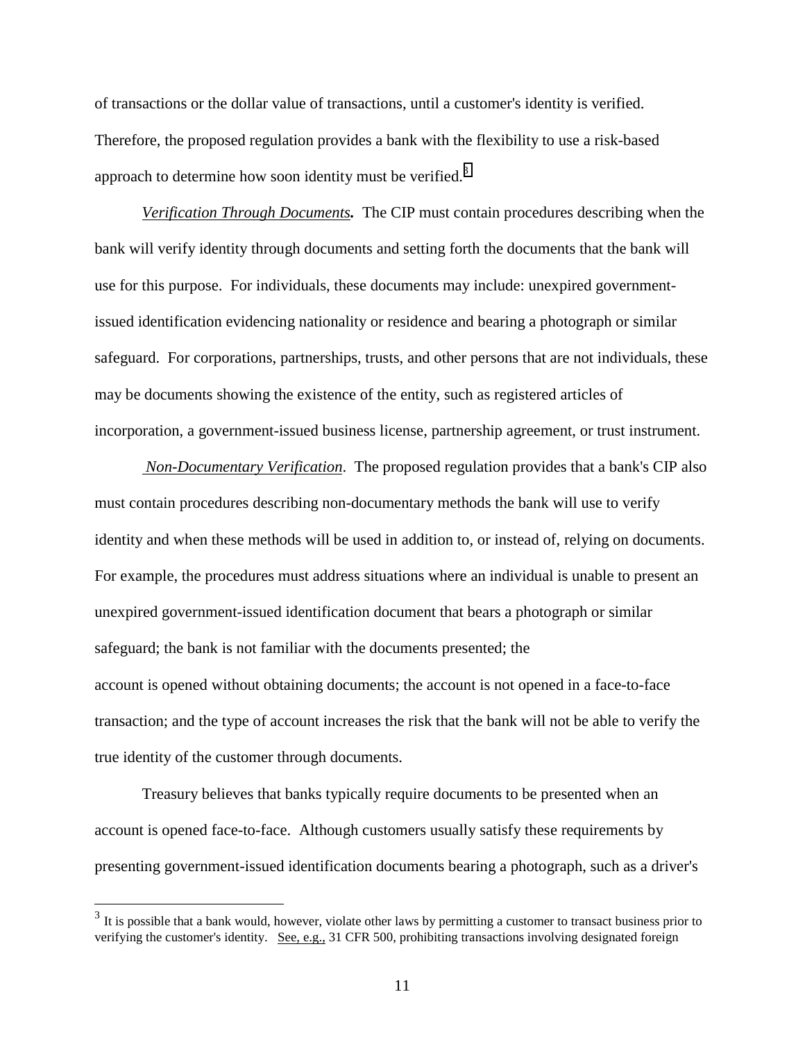of transactions or the dollar value of transactions, until a customer's identity is verified. Therefore, the proposed regulation provides a bank with the flexibility to use a risk-based approach to determine how soon identity must be verified.[3]

*Verification Through Documents***.** The CIP must contain procedures describing when the bank will verify identity through documents and setting forth the documents that the bank will use for this purpose. For individuals, these documents may include: unexpired government-issued identification evidencing nationality or residence and bearing a photograph or similar safeguard. For corporations, partnerships, trusts, and other persons that are not individuals, these may be documents showing the existence of the entity, such as registered articles of incorporation, a government-issued business license, partnership agreement, or trust instrument.

*Non-Documentary Verification*. The proposed regulation provides that a bank's CIP also must contain procedures describing non-documentary methods the bank will use to verify identity and when these methods will be used in addition to, or instead of, relying on documents. For example, the procedures must address situations where an individual is unable to present an unexpired government-issued identification document that bears a photograph or similar safeguard; the bank is not familiar with the documents presented; the account is opened without obtaining documents; the account is not opened in a face-to-face transaction; and the type of account increases the risk that the bank will not be able to verify the true identity of the customer through documents.

Treasury believes that banks typically require documents to be presented when an account is opened face-to-face. Although customers usually satisfy these requirements by presenting government-issued identification documents bearing a photograph, such as a driver's

---

[3] It is possible that a bank would, however, violate other laws by permitting a customer to transact business prior to verifying the customer's identity. See, e.g., 31 CFR 500, prohibiting transactions involving designated foreign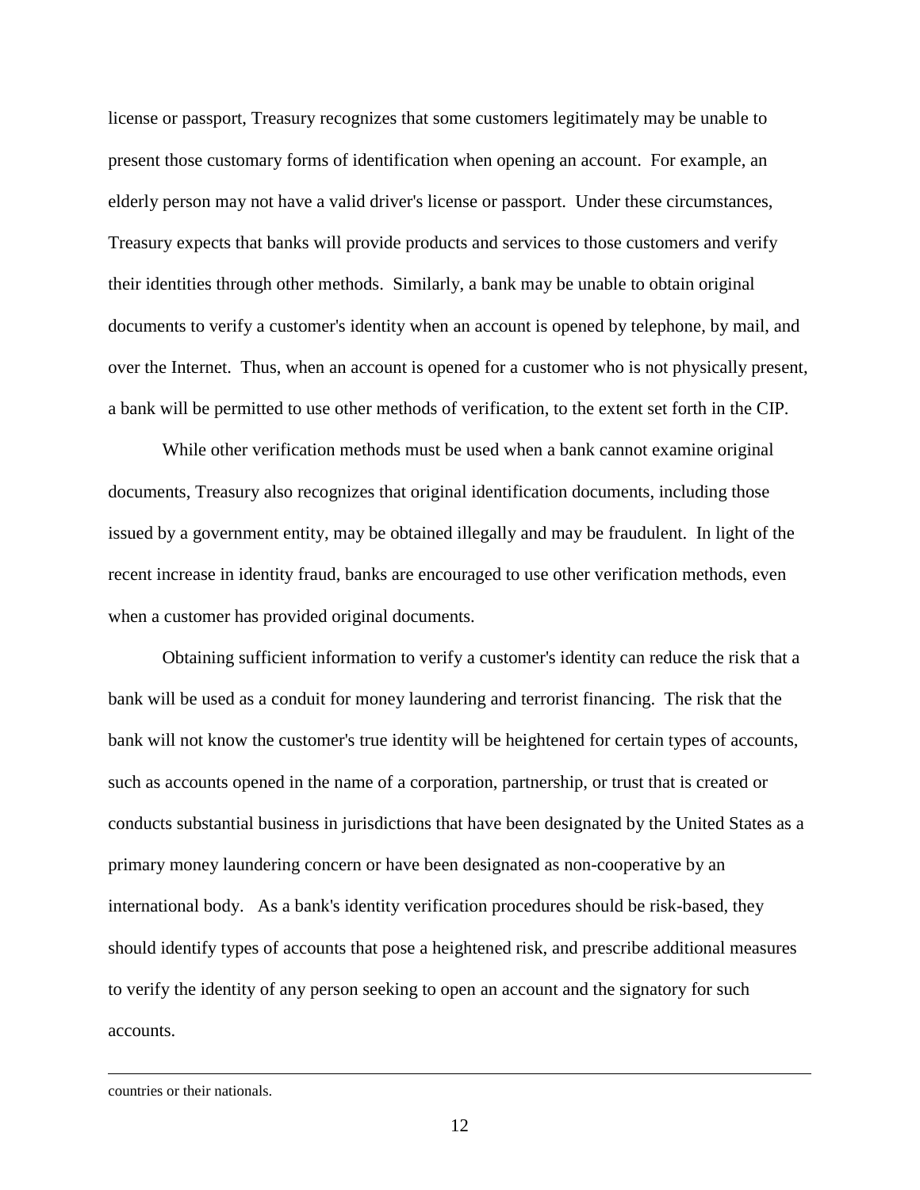license or passport, Treasury recognizes that some customers legitimately may be unable to present those customary forms of identification when opening an account. For example, an elderly person may not have a valid driver's license or passport. Under these circumstances, Treasury expects that banks will provide products and services to those customers and verify their identities through other methods. Similarly, a bank may be unable to obtain original documents to verify a customer's identity when an account is opened by telephone, by mail, and over the Internet. Thus, when an account is opened for a customer who is not physically present, a bank will be permitted to use other methods of verification, to the extent set forth in the CIP.

While other verification methods must be used when a bank cannot examine original documents, Treasury also recognizes that original identification documents, including those issued by a government entity, may be obtained illegally and may be fraudulent. In light of the recent increase in identity fraud, banks are encouraged to use other verification methods, even when a customer has provided original documents.

Obtaining sufficient information to verify a customer's identity can reduce the risk that a bank will be used as a conduit for money laundering and terrorist financing. The risk that the bank will not know the customer's true identity will be heightened for certain types of accounts, such as accounts opened in the name of a corporation, partnership, or trust that is created or conducts substantial business in jurisdictions that have been designated by the United States as a primary money laundering concern or have been designated as non-cooperative by an international body. As a bank's identity verification procedures should be risk-based, they should identify types of accounts that pose a heightened risk, and prescribe additional measures to verify the identity of any person seeking to open an account and the signatory for such accounts.

---

countries or their nationals.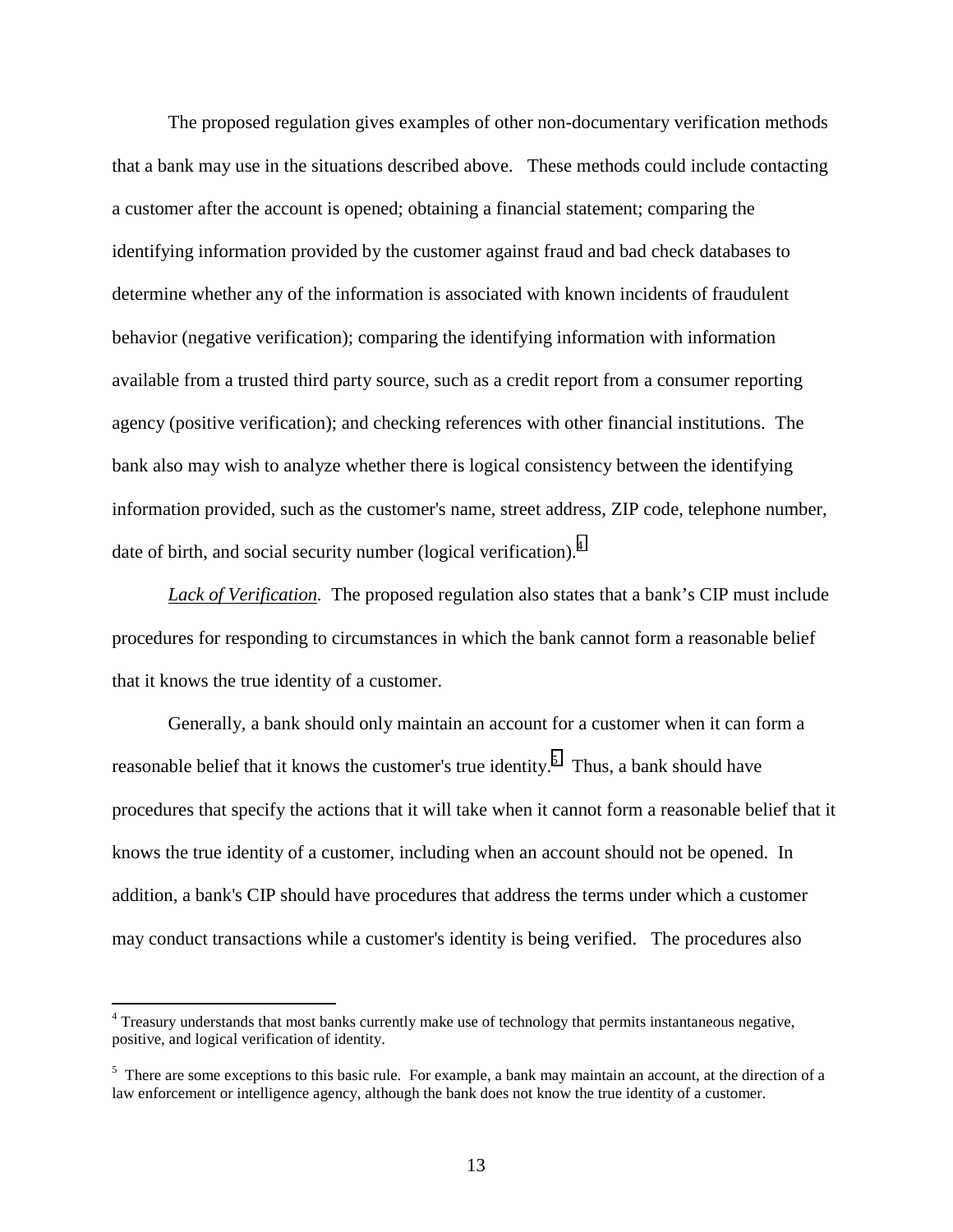The proposed regulation gives examples of other non-documentary verification methods that a bank may use in the situations described above. These methods could include contacting a customer after the account is opened; obtaining a financial statement; comparing the identifying information provided by the customer against fraud and bad check databases to determine whether any of the information is associated with known incidents of fraudulent behavior (negative verification); comparing the identifying information with information available from a trusted third party source, such as a credit report from a consumer reporting agency (positive verification); and checking references with other financial institutions. The bank also may wish to analyze whether there is logical consistency between the identifying information provided, such as the customer's name, street address, ZIP code, telephone number, date of birth, and social security number (logical verification).[4]

*<u>Lack of Verification.</u>* The proposed regulation also states that a bank's CIP must include procedures for responding to circumstances in which the bank cannot form a reasonable belief that it knows the true identity of a customer.

Generally, a bank should only maintain an account for a customer when it can form a reasonable belief that it knows the customer's true identity.[5] Thus, a bank should have procedures that specify the actions that it will take when it cannot form a reasonable belief that it knows the true identity of a customer, including when an account should not be opened. In addition, a bank's CIP should have procedures that address the terms under which a customer may conduct transactions while a customer's identity is being verified. The procedures also

---

[4] Treasury understands that most banks currently make use of technology that permits instantaneous negative, positive, and logical verification of identity.

[5] There are some exceptions to this basic rule. For example, a bank may maintain an account, at the direction of a law enforcement or intelligence agency, although the bank does not know the true identity of a customer.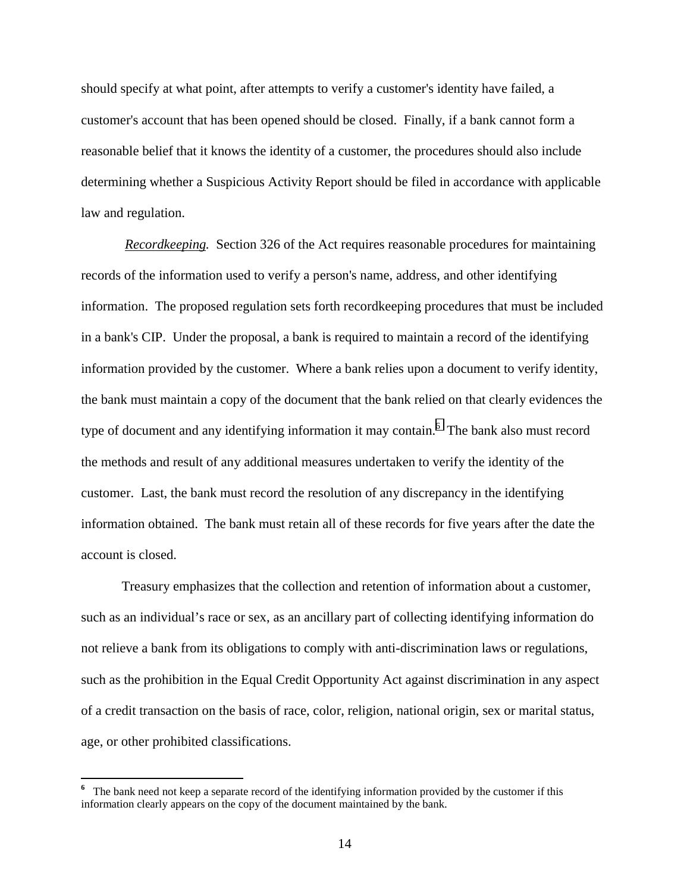should specify at what point, after attempts to verify a customer's identity have failed, a customer's account that has been opened should be closed. Finally, if a bank cannot form a reasonable belief that it knows the identity of a customer, the procedures should also include determining whether a Suspicious Activity Report should be filed in accordance with applicable law and regulation.

*Recordkeeping.* Section 326 of the Act requires reasonable procedures for maintaining records of the information used to verify a person's name, address, and other identifying information. The proposed regulation sets forth recordkeeping procedures that must be included in a bank's CIP. Under the proposal, a bank is required to maintain a record of the identifying information provided by the customer. Where a bank relies upon a document to verify identity, the bank must maintain a copy of the document that the bank relied on that clearly evidences the type of document and any identifying information it may contain.[6] The bank also must record the methods and result of any additional measures undertaken to verify the identity of the customer. Last, the bank must record the resolution of any discrepancy in the identifying information obtained. The bank must retain all of these records for five years after the date the account is closed.

Treasury emphasizes that the collection and retention of information about a customer, such as an individual's race or sex, as an ancillary part of collecting identifying information do not relieve a bank from its obligations to comply with anti-discrimination laws or regulations, such as the prohibition in the Equal Credit Opportunity Act against discrimination in any aspect of a credit transaction on the basis of race, color, religion, national origin, sex or marital status, age, or other prohibited classifications.

---

[6] The bank need not keep a separate record of the identifying information provided by the customer if this information clearly appears on the copy of the document maintained by the bank.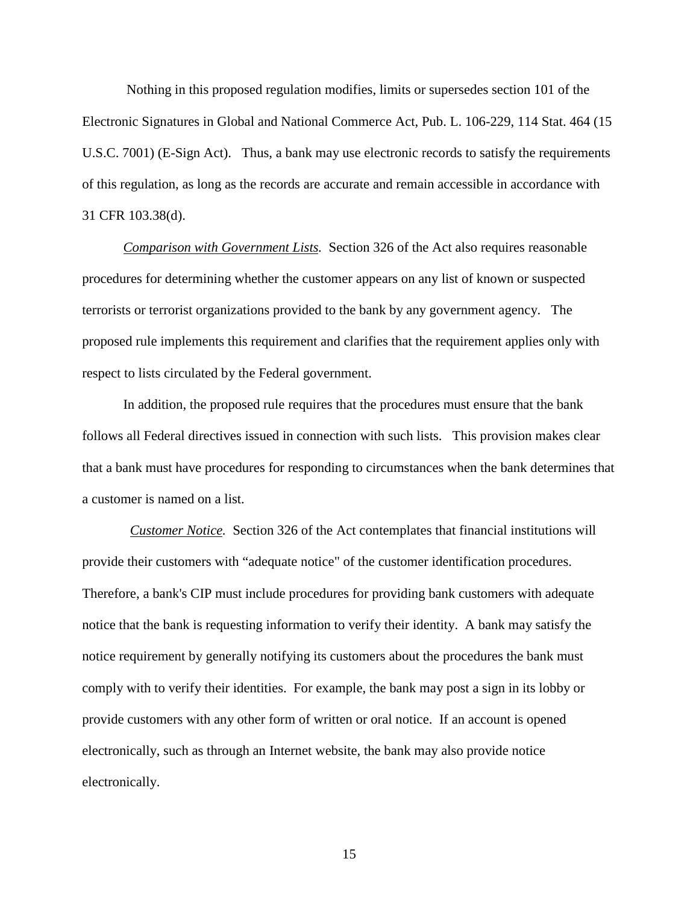Nothing in this proposed regulation modifies, limits or supersedes section 101 of the Electronic Signatures in Global and National Commerce Act, Pub. L. 106-229, 114 Stat. 464 (15 U.S.C. 7001) (E-Sign Act). Thus, a bank may use electronic records to satisfy the requirements of this regulation, as long as the records are accurate and remain accessible in accordance with 31 CFR 103.38(d).

*Comparison with Government Lists.* Section 326 of the Act also requires reasonable procedures for determining whether the customer appears on any list of known or suspected terrorists or terrorist organizations provided to the bank by any government agency. The proposed rule implements this requirement and clarifies that the requirement applies only with respect to lists circulated by the Federal government.

In addition, the proposed rule requires that the procedures must ensure that the bank follows all Federal directives issued in connection with such lists. This provision makes clear that a bank must have procedures for responding to circumstances when the bank determines that a customer is named on a list.

*Customer Notice.* Section 326 of the Act contemplates that financial institutions will provide their customers with "adequate notice" of the customer identification procedures. Therefore, a bank's CIP must include procedures for providing bank customers with adequate notice that the bank is requesting information to verify their identity. A bank may satisfy the notice requirement by generally notifying its customers about the procedures the bank must comply with to verify their identities. For example, the bank may post a sign in its lobby or provide customers with any other form of written or oral notice. If an account is opened electronically, such as through an Internet website, the bank may also provide notice electronically.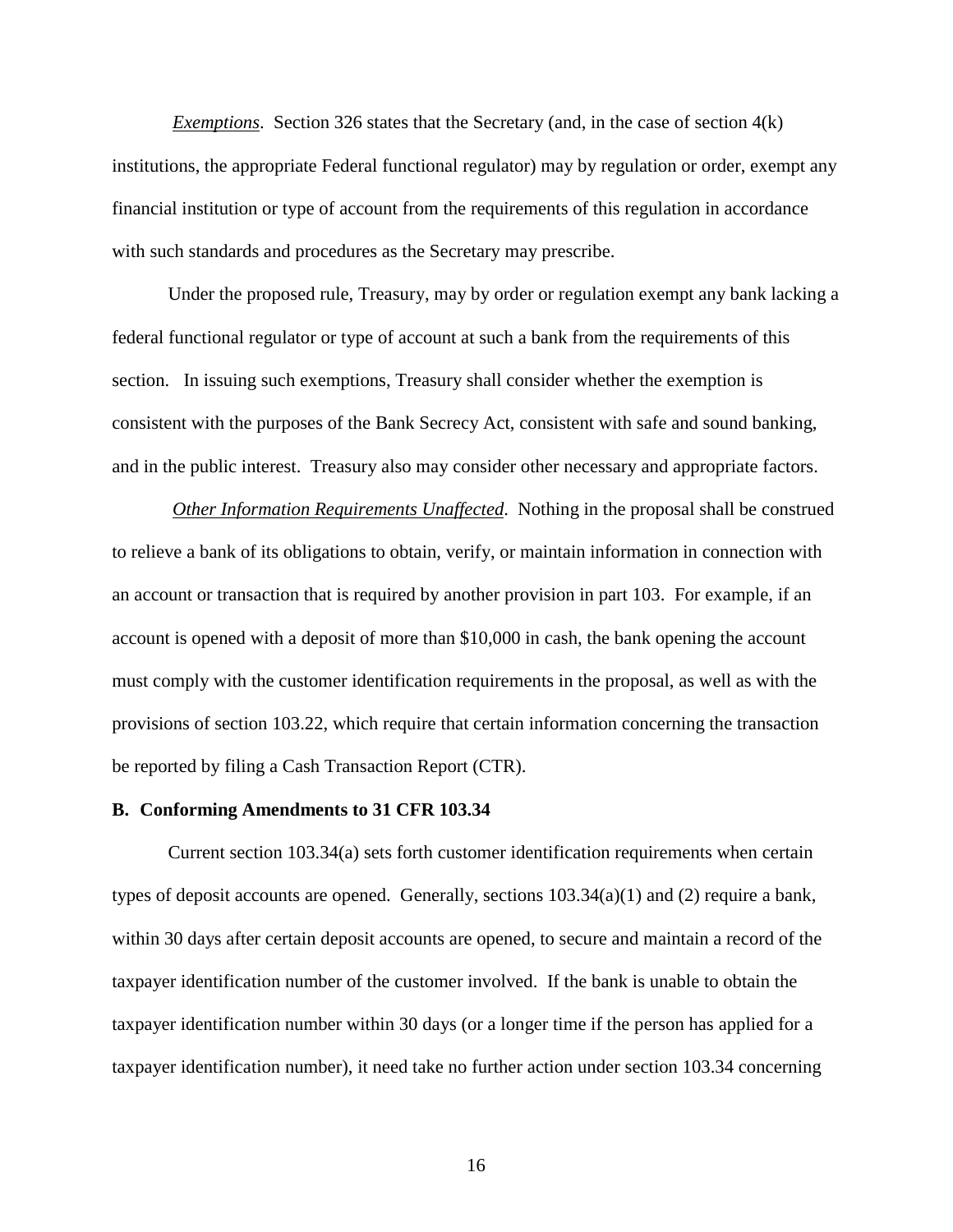*Exemptions*. Section 326 states that the Secretary (and, in the case of section 4(k) institutions, the appropriate Federal functional regulator) may by regulation or order, exempt any financial institution or type of account from the requirements of this regulation in accordance with such standards and procedures as the Secretary may prescribe.

Under the proposed rule, Treasury, may by order or regulation exempt any bank lacking a federal functional regulator or type of account at such a bank from the requirements of this section. In issuing such exemptions, Treasury shall consider whether the exemption is consistent with the purposes of the Bank Secrecy Act, consistent with safe and sound banking, and in the public interest. Treasury also may consider other necessary and appropriate factors.

*Other Information Requirements Unaffected*. Nothing in the proposal shall be construed to relieve a bank of its obligations to obtain, verify, or maintain information in connection with an account or transaction that is required by another provision in part 103. For example, if an account is opened with a deposit of more than $10,000 in cash, the bank opening the account must comply with the customer identification requirements in the proposal, as well as with the provisions of section 103.22, which require that certain information concerning the transaction be reported by filing a Cash Transaction Report (CTR).

**B. Conforming Amendments to 31 CFR 103.34**

Current section 103.34(a) sets forth customer identification requirements when certain types of deposit accounts are opened. Generally, sections 103.34(a)(1) and (2) require a bank, within 30 days after certain deposit accounts are opened, to secure and maintain a record of the taxpayer identification number of the customer involved. If the bank is unable to obtain the taxpayer identification number within 30 days (or a longer time if the person has applied for a taxpayer identification number), it need take no further action under section 103.34 concerning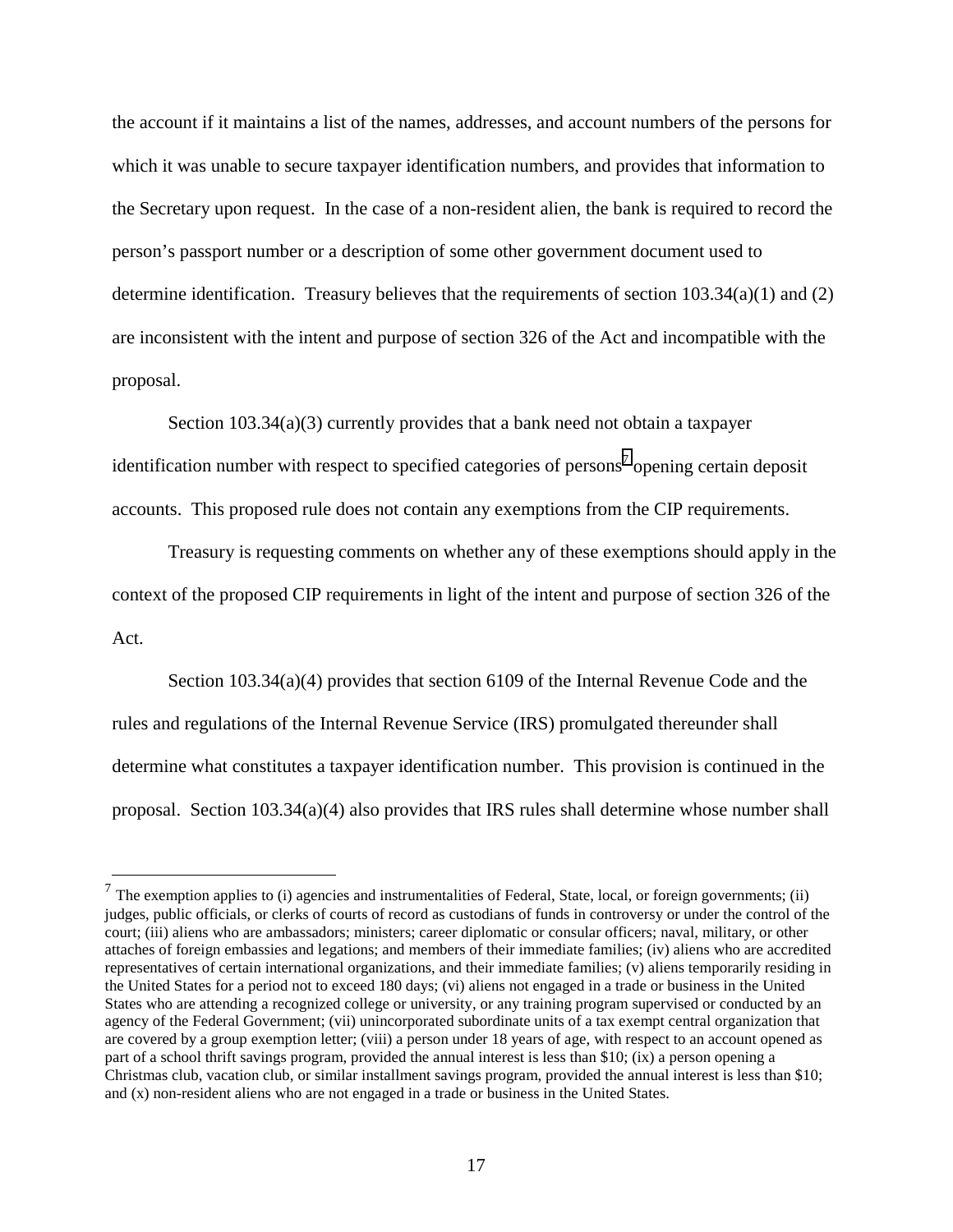the account if it maintains a list of the names, addresses, and account numbers of the persons for which it was unable to secure taxpayer identification numbers, and provides that information to the Secretary upon request. In the case of a non-resident alien, the bank is required to record the person's passport number or a description of some other government document used to determine identification. Treasury believes that the requirements of section 103.34(a)(1) and (2) are inconsistent with the intent and purpose of section 326 of the Act and incompatible with the proposal.

Section 103.34(a)(3) currently provides that a bank need not obtain a taxpayer identification number with respect to specified categories of persons[7] opening certain deposit accounts. This proposed rule does not contain any exemptions from the CIP requirements.

Treasury is requesting comments on whether any of these exemptions should apply in the context of the proposed CIP requirements in light of the intent and purpose of section 326 of the Act.

Section 103.34(a)(4) provides that section 6109 of the Internal Revenue Code and the rules and regulations of the Internal Revenue Service (IRS) promulgated thereunder shall determine what constitutes a taxpayer identification number. This provision is continued in the proposal. Section 103.34(a)(4) also provides that IRS rules shall determine whose number shall

---

[7] The exemption applies to (i) agencies and instrumentalities of Federal, State, local, or foreign governments; (ii) judges, public officials, or clerks of courts of record as custodians of funds in controversy or under the control of the court; (iii) aliens who are ambassadors; ministers; career diplomatic or consular officers; naval, military, or other attaches of foreign embassies and legations; and members of their immediate families; (iv) aliens who are accredited representatives of certain international organizations, and their immediate families; (v) aliens temporarily residing in the United States for a period not to exceed 180 days; (vi) aliens not engaged in a trade or business in the United States who are attending a recognized college or university, or any training program supervised or conducted by an agency of the Federal Government; (vii) unincorporated subordinate units of a tax exempt central organization that are covered by a group exemption letter; (viii) a person under 18 years of age, with respect to an account opened as part of a school thrift savings program, provided the annual interest is less than $10; (ix) a person opening a Christmas club, vacation club, or similar installment savings program, provided the annual interest is less than $10; and (x) non-resident aliens who are not engaged in a trade or business in the United States.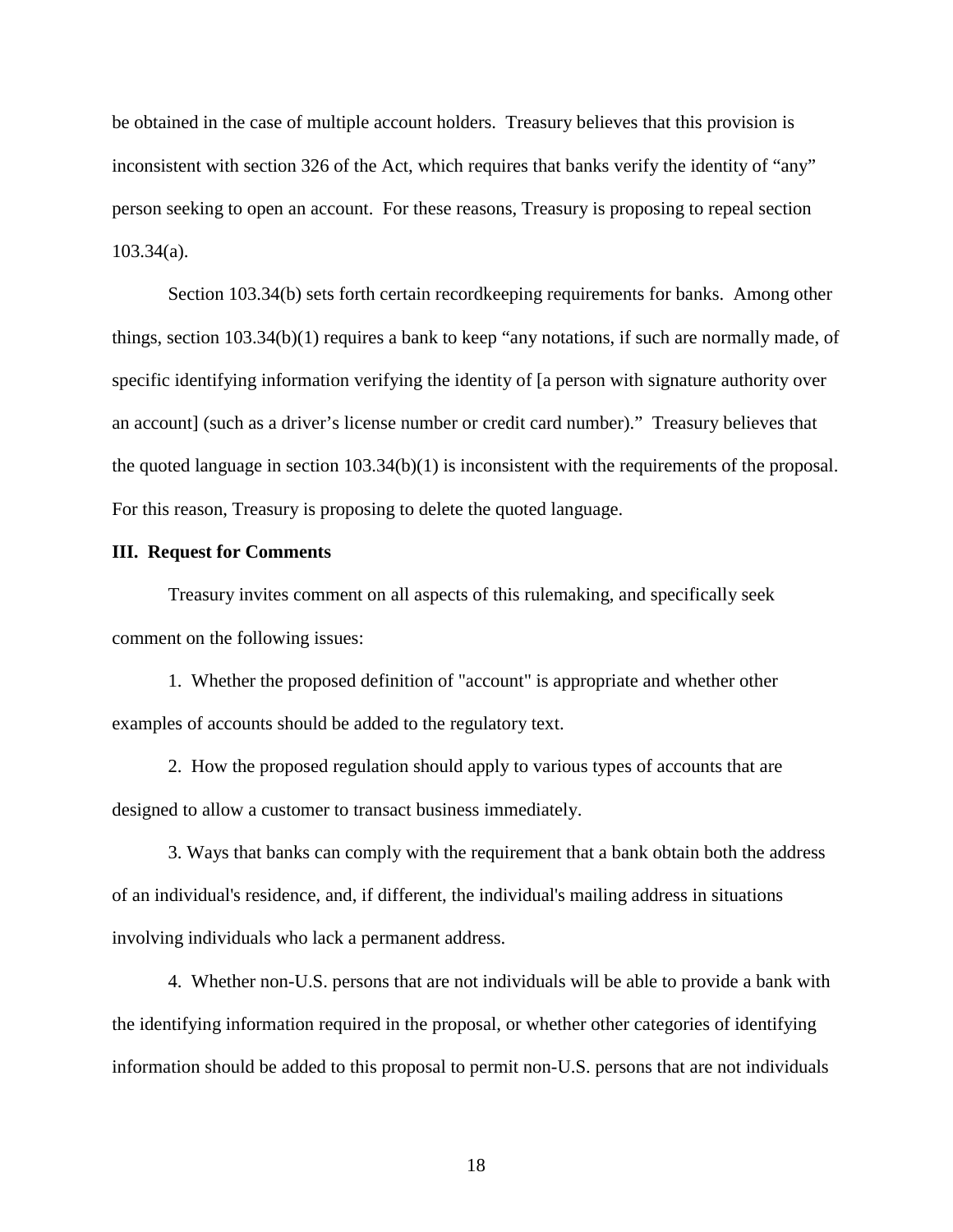be obtained in the case of multiple account holders. Treasury believes that this provision is inconsistent with section 326 of the Act, which requires that banks verify the identity of "any" person seeking to open an account. For these reasons, Treasury is proposing to repeal section 103.34(a).

Section 103.34(b) sets forth certain recordkeeping requirements for banks. Among other things, section 103.34(b)(1) requires a bank to keep "any notations, if such are normally made, of specific identifying information verifying the identity of [a person with signature authority over an account] (such as a driver's license number or credit card number)." Treasury believes that the quoted language in section 103.34(b)(1) is inconsistent with the requirements of the proposal. For this reason, Treasury is proposing to delete the quoted language.

**III. Request for Comments**

Treasury invites comment on all aspects of this rulemaking, and specifically seek comment on the following issues:

1. Whether the proposed definition of "account" is appropriate and whether other examples of accounts should be added to the regulatory text.

2. How the proposed regulation should apply to various types of accounts that are designed to allow a customer to transact business immediately.

3. Ways that banks can comply with the requirement that a bank obtain both the address of an individual's residence, and, if different, the individual's mailing address in situations involving individuals who lack a permanent address.

4. Whether non-U.S. persons that are not individuals will be able to provide a bank with the identifying information required in the proposal, or whether other categories of identifying information should be added to this proposal to permit non-U.S. persons that are not individuals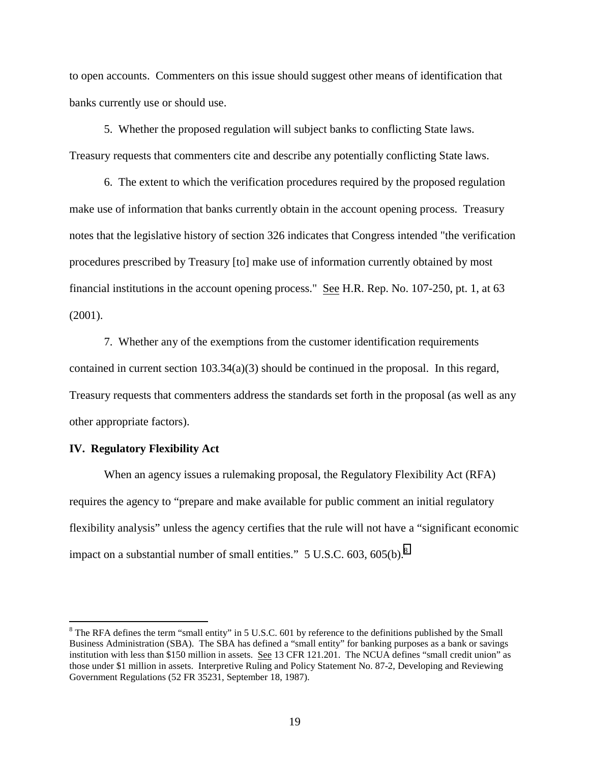to open accounts. Commenters on this issue should suggest other means of identification that banks currently use or should use.

5. Whether the proposed regulation will subject banks to conflicting State laws. Treasury requests that commenters cite and describe any potentially conflicting State laws.

6. The extent to which the verification procedures required by the proposed regulation make use of information that banks currently obtain in the account opening process. Treasury notes that the legislative history of section 326 indicates that Congress intended "the verification procedures prescribed by Treasury [to] make use of information currently obtained by most financial institutions in the account opening process." See H.R. Rep. No. 107-250, pt. 1, at 63 (2001).

7. Whether any of the exemptions from the customer identification requirements contained in current section 103.34(a)(3) should be continued in the proposal. In this regard, Treasury requests that commenters address the standards set forth in the proposal (as well as any other appropriate factors).

**IV. Regulatory Flexibility Act**

When an agency issues a rulemaking proposal, the Regulatory Flexibility Act (RFA) requires the agency to "prepare and make available for public comment an initial regulatory flexibility analysis" unless the agency certifies that the rule will not have a "significant economic impact on a substantial number of small entities." 5 U.S.C. 603, 605(b).[8]

---

[8] The RFA defines the term "small entity" in 5 U.S.C. 601 by reference to the definitions published by the Small Business Administration (SBA). The SBA has defined a "small entity" for banking purposes as a bank or savings institution with less than $150 million in assets. See 13 CFR 121.201. The NCUA defines "small credit union" as those under $1 million in assets. Interpretive Ruling and Policy Statement No. 87-2, Developing and Reviewing Government Regulations (52 FR 35231, September 18, 1987).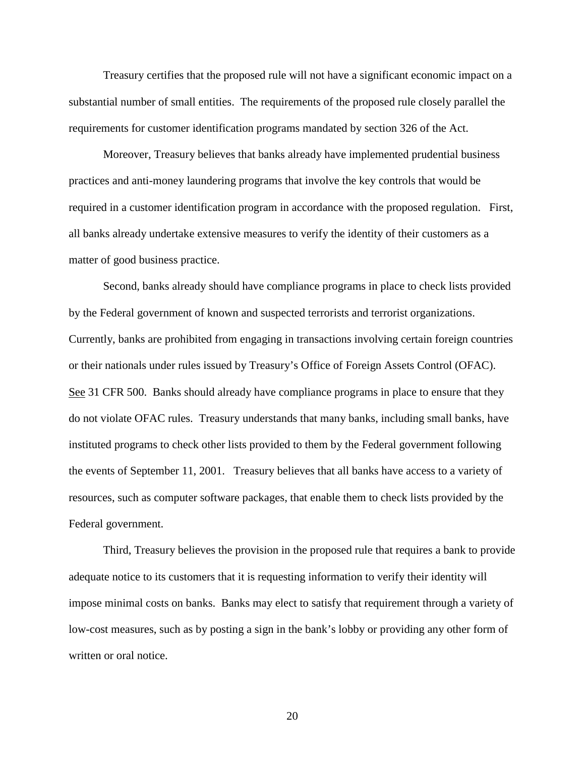Treasury certifies that the proposed rule will not have a significant economic impact on a substantial number of small entities. The requirements of the proposed rule closely parallel the requirements for customer identification programs mandated by section 326 of the Act.

Moreover, Treasury believes that banks already have implemented prudential business practices and anti-money laundering programs that involve the key controls that would be required in a customer identification program in accordance with the proposed regulation. First, all banks already undertake extensive measures to verify the identity of their customers as a matter of good business practice.

Second, banks already should have compliance programs in place to check lists provided by the Federal government of known and suspected terrorists and terrorist organizations. Currently, banks are prohibited from engaging in transactions involving certain foreign countries or their nationals under rules issued by Treasury's Office of Foreign Assets Control (OFAC). See 31 CFR 500. Banks should already have compliance programs in place to ensure that they do not violate OFAC rules. Treasury understands that many banks, including small banks, have instituted programs to check other lists provided to them by the Federal government following the events of September 11, 2001. Treasury believes that all banks have access to a variety of resources, such as computer software packages, that enable them to check lists provided by the Federal government.

Third, Treasury believes the provision in the proposed rule that requires a bank to provide adequate notice to its customers that it is requesting information to verify their identity will impose minimal costs on banks. Banks may elect to satisfy that requirement through a variety of low-cost measures, such as by posting a sign in the bank's lobby or providing any other form of written or oral notice.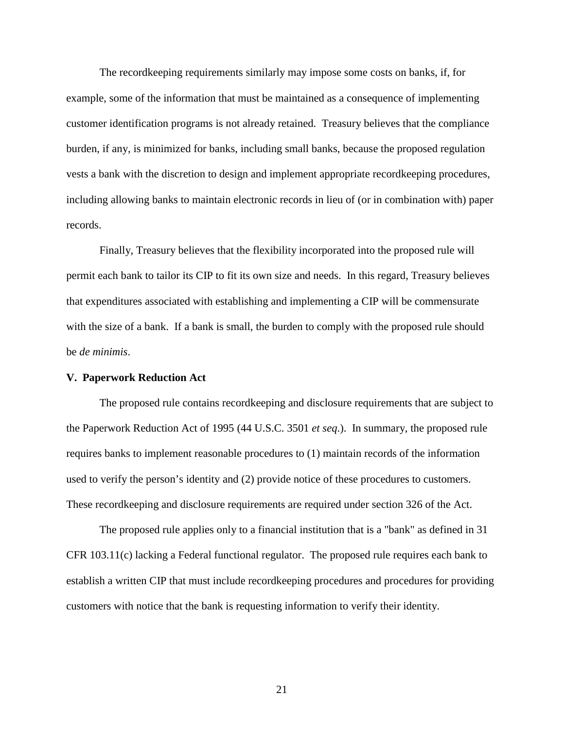The recordkeeping requirements similarly may impose some costs on banks, if, for example, some of the information that must be maintained as a consequence of implementing customer identification programs is not already retained. Treasury believes that the compliance burden, if any, is minimized for banks, including small banks, because the proposed regulation vests a bank with the discretion to design and implement appropriate recordkeeping procedures, including allowing banks to maintain electronic records in lieu of (or in combination with) paper records.

Finally, Treasury believes that the flexibility incorporated into the proposed rule will permit each bank to tailor its CIP to fit its own size and needs. In this regard, Treasury believes that expenditures associated with establishing and implementing a CIP will be commensurate with the size of a bank. If a bank is small, the burden to comply with the proposed rule should be *de minimis*.

### V. Paperwork Reduction Act

The proposed rule contains recordkeeping and disclosure requirements that are subject to the Paperwork Reduction Act of 1995 (44 U.S.C. 3501 *et seq*.). In summary, the proposed rule requires banks to implement reasonable procedures to (1) maintain records of the information used to verify the person's identity and (2) provide notice of these procedures to customers. These recordkeeping and disclosure requirements are required under section 326 of the Act.

The proposed rule applies only to a financial institution that is a "bank" as defined in 31 CFR 103.11(c) lacking a Federal functional regulator. The proposed rule requires each bank to establish a written CIP that must include recordkeeping procedures and procedures for providing customers with notice that the bank is requesting information to verify their identity.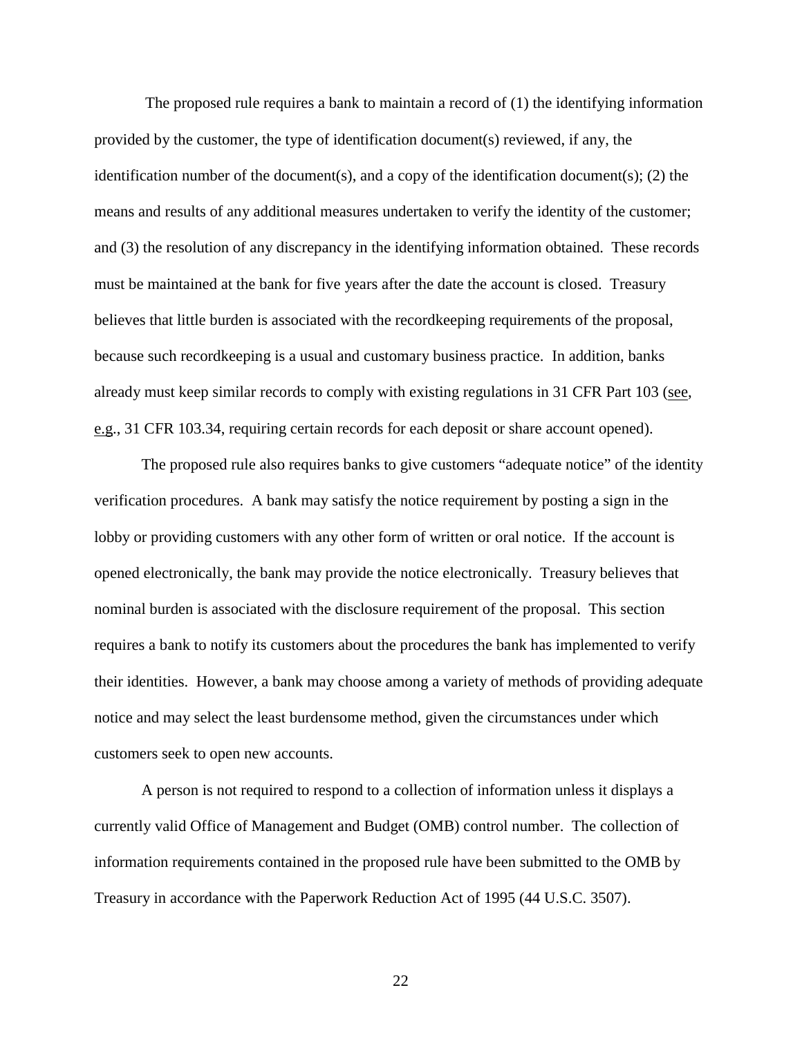The proposed rule requires a bank to maintain a record of (1) the identifying information provided by the customer, the type of identification document(s) reviewed, if any, the identification number of the document(s), and a copy of the identification document(s); (2) the means and results of any additional measures undertaken to verify the identity of the customer; and (3) the resolution of any discrepancy in the identifying information obtained. These records must be maintained at the bank for five years after the date the account is closed. Treasury believes that little burden is associated with the recordkeeping requirements of the proposal, because such recordkeeping is a usual and customary business practice. In addition, banks already must keep similar records to comply with existing regulations in 31 CFR Part 103 (see, e.g., 31 CFR 103.34, requiring certain records for each deposit or share account opened).

The proposed rule also requires banks to give customers "adequate notice" of the identity verification procedures. A bank may satisfy the notice requirement by posting a sign in the lobby or providing customers with any other form of written or oral notice. If the account is opened electronically, the bank may provide the notice electronically. Treasury believes that nominal burden is associated with the disclosure requirement of the proposal. This section requires a bank to notify its customers about the procedures the bank has implemented to verify their identities. However, a bank may choose among a variety of methods of providing adequate notice and may select the least burdensome method, given the circumstances under which customers seek to open new accounts.

A person is not required to respond to a collection of information unless it displays a currently valid Office of Management and Budget (OMB) control number. The collection of information requirements contained in the proposed rule have been submitted to the OMB by Treasury in accordance with the Paperwork Reduction Act of 1995 (44 U.S.C. 3507).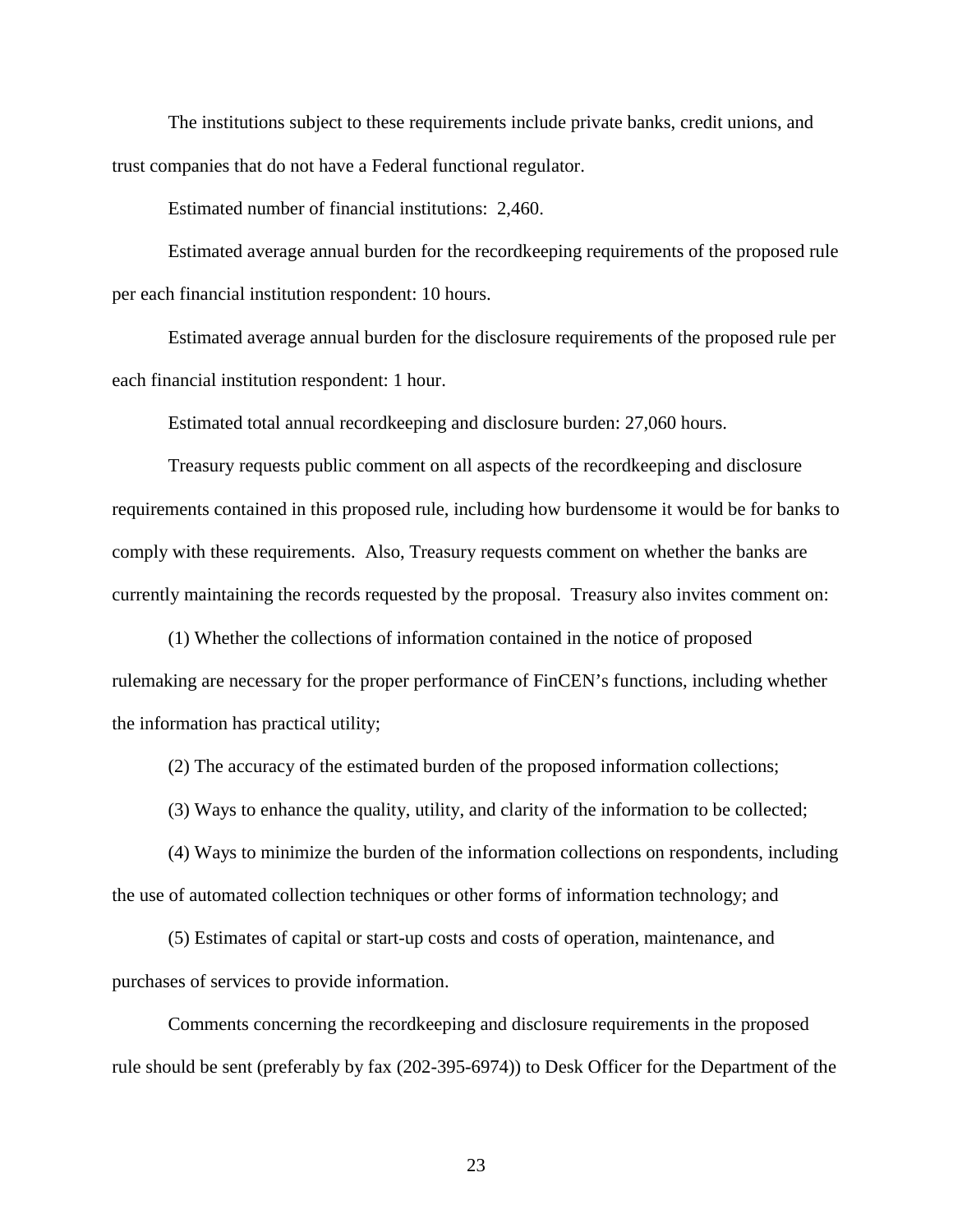The institutions subject to these requirements include private banks, credit unions, and trust companies that do not have a Federal functional regulator.

Estimated number of financial institutions: 2,460.

Estimated average annual burden for the recordkeeping requirements of the proposed rule per each financial institution respondent: 10 hours.

Estimated average annual burden for the disclosure requirements of the proposed rule per each financial institution respondent: 1 hour.

Estimated total annual recordkeeping and disclosure burden: 27,060 hours.

Treasury requests public comment on all aspects of the recordkeeping and disclosure requirements contained in this proposed rule, including how burdensome it would be for banks to comply with these requirements. Also, Treasury requests comment on whether the banks are currently maintaining the records requested by the proposal. Treasury also invites comment on:

(1) Whether the collections of information contained in the notice of proposed rulemaking are necessary for the proper performance of FinCEN's functions, including whether the information has practical utility;

(2) The accuracy of the estimated burden of the proposed information collections;

(3) Ways to enhance the quality, utility, and clarity of the information to be collected;

(4) Ways to minimize the burden of the information collections on respondents, including the use of automated collection techniques or other forms of information technology; and

(5) Estimates of capital or start-up costs and costs of operation, maintenance, and purchases of services to provide information.

Comments concerning the recordkeeping and disclosure requirements in the proposed rule should be sent (preferably by fax (202-395-6974)) to Desk Officer for the Department of the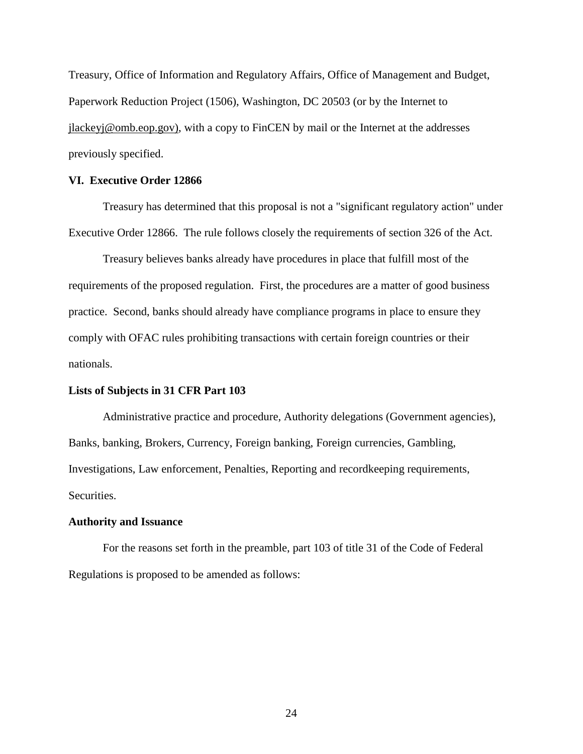Treasury, Office of Information and Regulatory Affairs, Office of Management and Budget, Paperwork Reduction Project (1506), Washington, DC 20503 (or by the Internet to jlackeyj@omb.eop.gov), with a copy to FinCEN by mail or the Internet at the addresses previously specified.

**VI. Executive Order 12866**

Treasury has determined that this proposal is not a "significant regulatory action" under Executive Order 12866. The rule follows closely the requirements of section 326 of the Act.

Treasury believes banks already have procedures in place that fulfill most of the requirements of the proposed regulation. First, the procedures are a matter of good business practice. Second, banks should already have compliance programs in place to ensure they comply with OFAC rules prohibiting transactions with certain foreign countries or their nationals.

**Lists of Subjects in 31 CFR Part 103**

Administrative practice and procedure, Authority delegations (Government agencies), Banks, banking, Brokers, Currency, Foreign banking, Foreign currencies, Gambling, Investigations, Law enforcement, Penalties, Reporting and recordkeeping requirements, Securities.

**Authority and Issuance**

For the reasons set forth in the preamble, part 103 of title 31 of the Code of Federal Regulations is proposed to be amended as follows: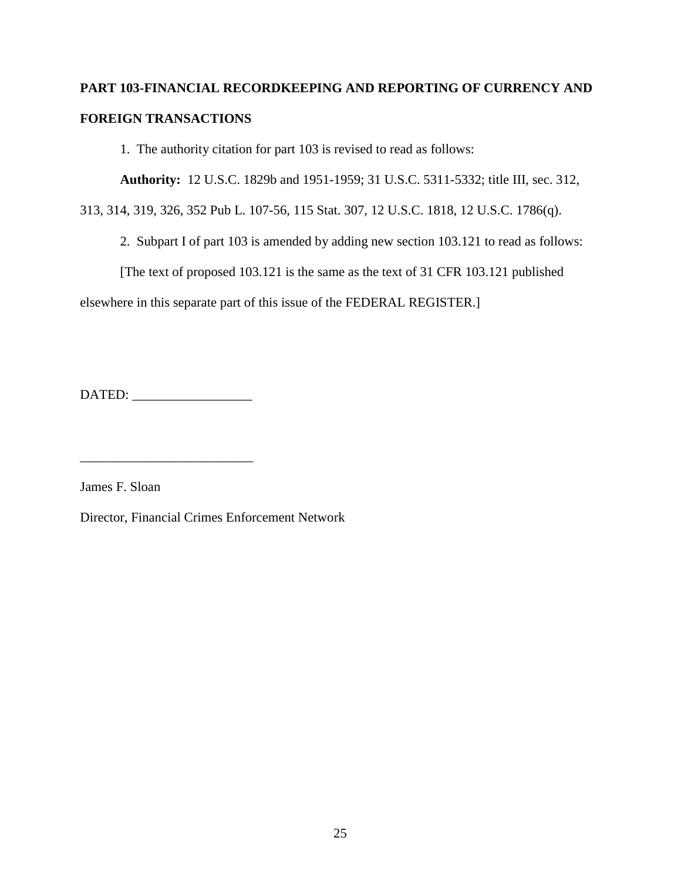**PART 103-FINANCIAL RECORDKEEPING AND REPORTING OF CURRENCY AND FOREIGN TRANSACTIONS**

1. The authority citation for part 103 is revised to read as follows:

**Authority:** 12 U.S.C. 1829b and 1951-1959; 31 U.S.C. 5311-5332; title III, sec. 312, 313, 314, 319, 326, 352 Pub L. 107-56, 115 Stat. 307, 12 U.S.C. 1818, 12 U.S.C. 1786(q).

2. Subpart I of part 103 is amended by adding new section 103.121 to read as follows:

[The text of proposed 103.121 is the same as the text of 31 CFR 103.121 published elsewhere in this separate part of this issue of the FEDERAL REGISTER.]

DATED: __________________

__________________________

James F. Sloan

Director, Financial Crimes Enforcement Network